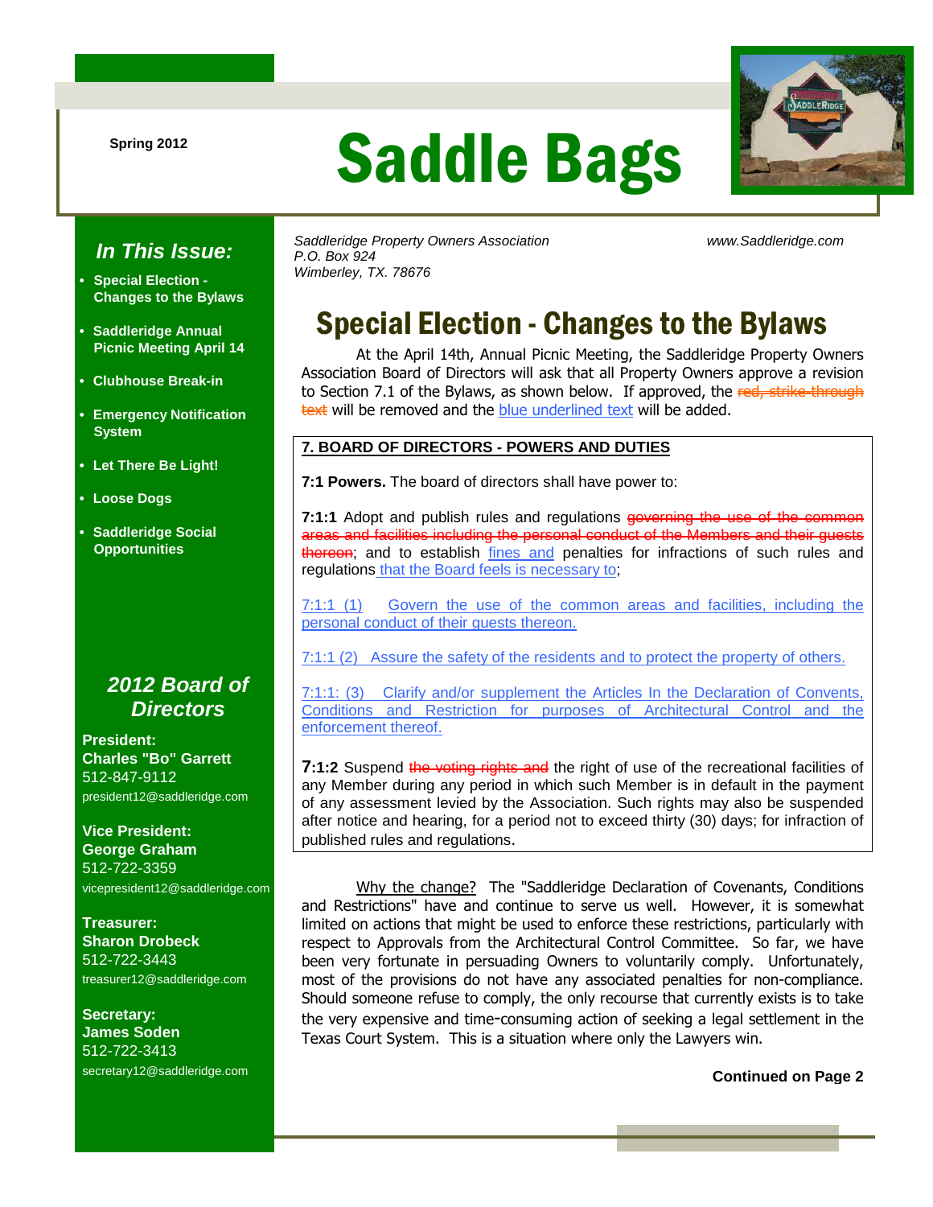Spring 2012

# Saddle Bags

*Saddleridge Property Owners Association*
*P.O. Box 924*
*Wimberley, TX. 78676*

*www.Saddleridge.com*

## *In This Issue:*

- **Special Election - Changes to the Bylaws**
- **Saddleridge Annual Picnic Meeting April 14**
- **Clubhouse Break-in**
- **Emergency Notification System**
- **Let There Be Light!**
- **Loose Dogs**
- **Saddleridge Social Opportunities**

## *2012 Board of Directors*

**President:**
**Charles "Bo" Garrett**
512-847-9112
president12@saddleridge.com

**Vice President:**
**George Graham**
512-722-3359
vicepresident12@saddleridge.com

**Treasurer:**
**Sharon Drobeck**
512-722-3443
treasurer12@saddleridge.com

**Secretary:**
**James Soden**
512-722-3413
secretary12@saddleridge.com

## Special Election - Changes to the Bylaws

At the April 14th, Annual Picnic Meeting, the Saddleridge Property Owners Association Board of Directors will ask that all Property Owners approve a revision to Section 7.1 of the Bylaws, as shown below. If approved, the ~~red, strike-through text~~ will be removed and the <u>blue underlined text</u> will be added.

**<u>7. BOARD OF DIRECTORS - POWERS AND DUTIES</u>**

**7:1 Powers.** The board of directors shall have power to:

**7:1:1** Adopt and publish rules and regulations ~~governing the use of the common areas and facilities including the personal conduct of the Members and their guests thereon~~; and to establish <u>fines and</u> penalties for infractions of such rules and regulations<u> that the Board feels is necessary to</u>;

<u>7:1:1 (1) Govern the use of the common areas and facilities, including the personal conduct of their guests thereon.</u>

<u>7:1:1 (2) Assure the safety of the residents and to protect the property of others.</u>

<u>7:1:1: (3) Clarify and/or supplement the Articles In the Declaration of Convents, Conditions and Restriction for purposes of Architectural Control and the enforcement thereof.</u>

**7:1:2** Suspend ~~the voting rights and~~ the right of use of the recreational facilities of any Member during any period in which such Member is in default in the payment of any assessment levied by the Association. Such rights may also be suspended after notice and hearing, for a period not to exceed thirty (30) days; for infraction of published rules and regulations.

<u>Why the change?</u> The "Saddleridge Declaration of Covenants, Conditions and Restrictions" have and continue to serve us well. However, it is somewhat limited on actions that might be used to enforce these restrictions, particularly with respect to Approvals from the Architectural Control Committee. So far, we have been very fortunate in persuading Owners to voluntarily comply. Unfortunately, most of the provisions do not have any associated penalties for non-compliance. Should someone refuse to comply, the only recourse that currently exists is to take the very expensive and time-consuming action of seeking a legal settlement in the Texas Court System. This is a situation where only the Lawyers win.

**Continued on Page 2**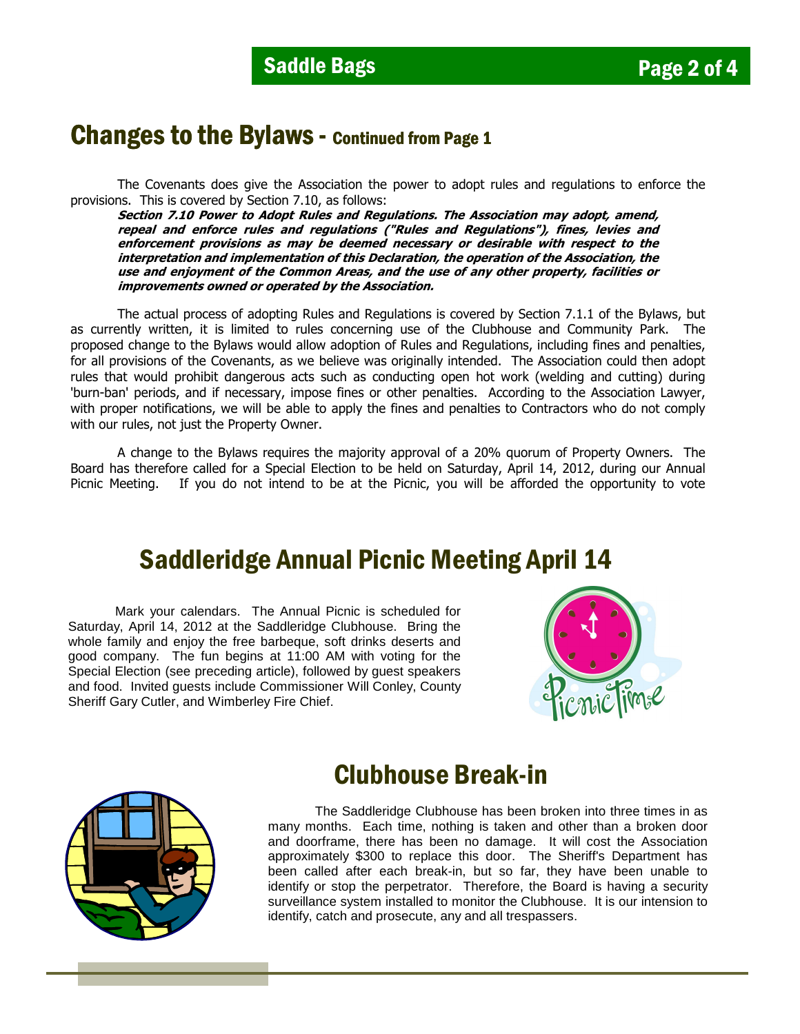## Changes to the Bylaws - Continued from Page 1

The Covenants does give the Association the power to adopt rules and regulations to enforce the provisions. This is covered by Section 7.10, as follows:

***Section 7.10 Power to Adopt Rules and Regulations. The Association may adopt, amend, repeal and enforce rules and regulations ("Rules and Regulations"), fines, levies and enforcement provisions as may be deemed necessary or desirable with respect to the interpretation and implementation of this Declaration, the operation of the Association, the use and enjoyment of the Common Areas, and the use of any other property, facilities or improvements owned or operated by the Association.***

The actual process of adopting Rules and Regulations is covered by Section 7.1.1 of the Bylaws, but as currently written, it is limited to rules concerning use of the Clubhouse and Community Park. The proposed change to the Bylaws would allow adoption of Rules and Regulations, including fines and penalties, for all provisions of the Covenants, as we believe was originally intended. The Association could then adopt rules that would prohibit dangerous acts such as conducting open hot work (welding and cutting) during 'burn-ban' periods, and if necessary, impose fines or other penalties. According to the Association Lawyer, with proper notifications, we will be able to apply the fines and penalties to Contractors who do not comply with our rules, not just the Property Owner.

A change to the Bylaws requires the majority approval of a 20% quorum of Property Owners. The Board has therefore called for a Special Election to be held on Saturday, April 14, 2012, during our Annual Picnic Meeting. If you do not intend to be at the Picnic, you will be afforded the opportunity to vote

## Saddleridge Annual Picnic Meeting April 14

Mark your calendars. The Annual Picnic is scheduled for Saturday, April 14, 2012 at the Saddleridge Clubhouse. Bring the whole family and enjoy the free barbeque, soft drinks deserts and good company. The fun begins at 11:00 AM with voting for the Special Election (see preceding article), followed by guest speakers and food. Invited guests include Commissioner Will Conley, County Sheriff Gary Cutler, and Wimberley Fire Chief.

## Clubhouse Break-in

The Saddleridge Clubhouse has been broken into three times in as many months. Each time, nothing is taken and other than a broken door and doorframe, there has been no damage. It will cost the Association approximately $300 to replace this door. The Sheriff's Department has been called after each break-in, but so far, they have been unable to identify or stop the perpetrator. Therefore, the Board is having a security surveillance system installed to monitor the Clubhouse. It is our intension to identify, catch and prosecute, any and all trespassers.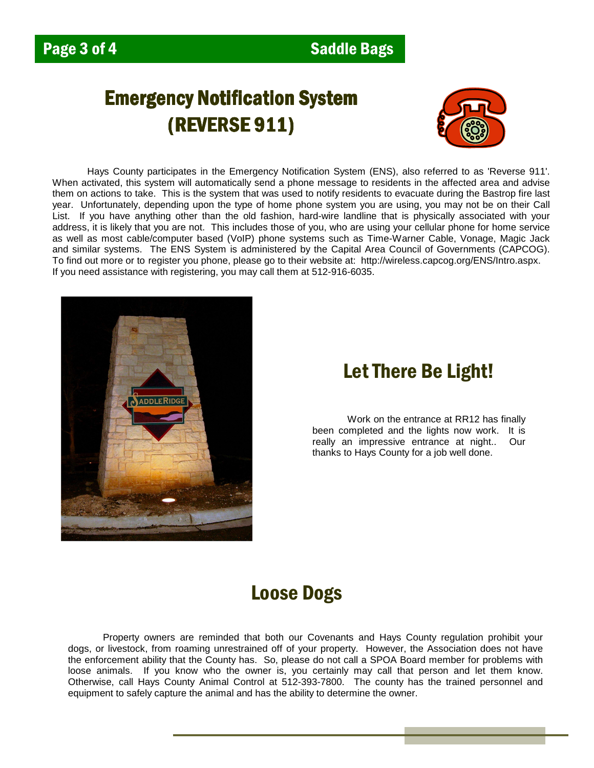# Emergency Notification System (REVERSE 911)

Hays County participates in the Emergency Notification System (ENS), also referred to as 'Reverse 911'. When activated, this system will automatically send a phone message to residents in the affected area and advise them on actions to take. This is the system that was used to notify residents to evacuate during the Bastrop fire last year. Unfortunately, depending upon the type of home phone system you are using, you may not be on their Call List. If you have anything other than the old fashion, hard-wire landline that is physically associated with your address, it is likely that you are not. This includes those of you, who are using your cellular phone for home service as well as most cable/computer based (VoIP) phone systems such as Time-Warner Cable, Vonage, Magic Jack and similar systems. The ENS System is administered by the Capital Area Council of Governments (CAPCOG). To find out more or to register you phone, please go to their website at: http://wireless.capcog.org/ENS/Intro.aspx. If you need assistance with registering, you may call them at 512-916-6035.

# Let There Be Light!

Work on the entrance at RR12 has finally been completed and the lights now work. It is really an impressive entrance at night.. Our thanks to Hays County for a job well done.

# Loose Dogs

Property owners are reminded that both our Covenants and Hays County regulation prohibit your dogs, or livestock, from roaming unrestrained off of your property. However, the Association does not have the enforcement ability that the County has. So, please do not call a SPOA Board member for problems with loose animals. If you know who the owner is, you certainly may call that person and let them know. Otherwise, call Hays County Animal Control at 512-393-7800. The county has the trained personnel and equipment to safely capture the animal and has the ability to determine the owner.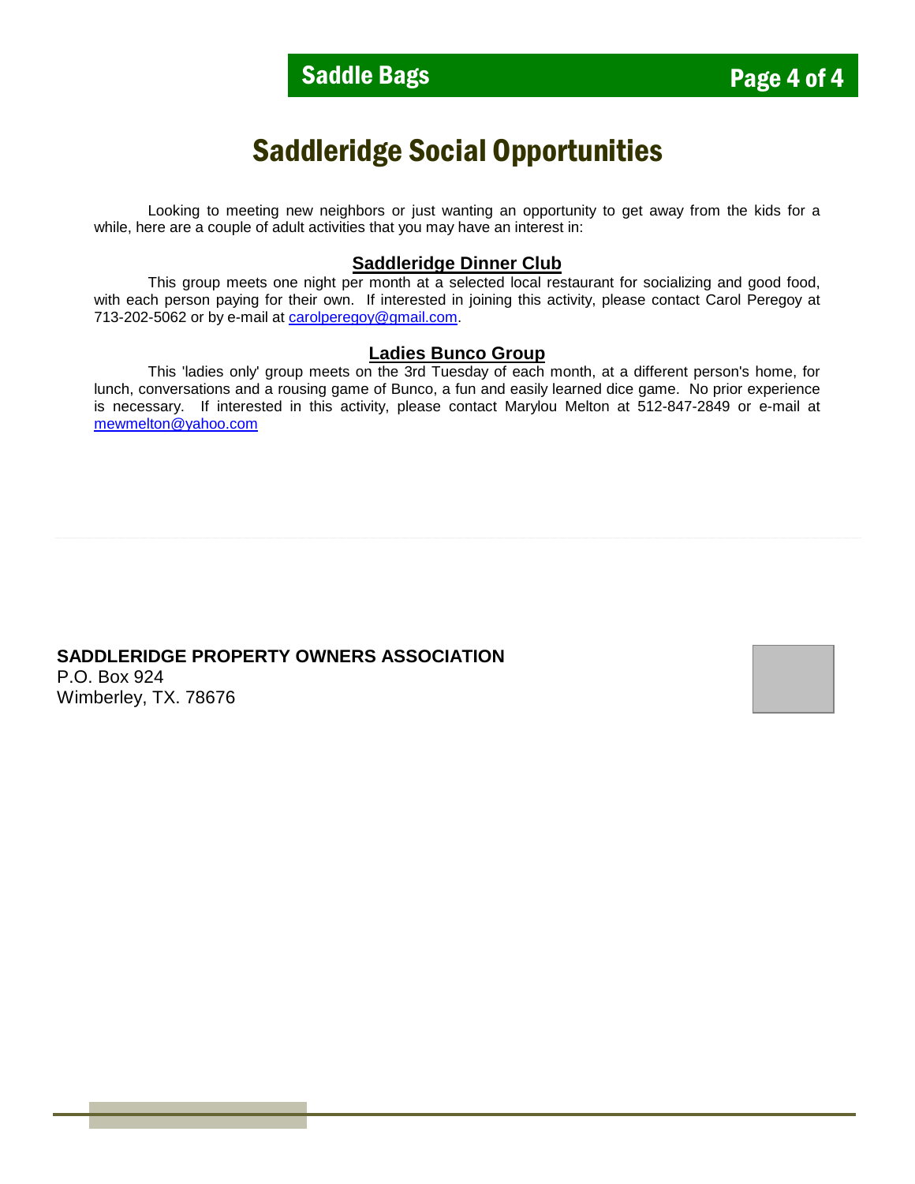# Saddleridge Social Opportunities

Looking to meeting new neighbors or just wanting an opportunity to get away from the kids for a while, here are a couple of adult activities that you may have an interest in:

## Saddleridge Dinner Club

This group meets one night per month at a selected local restaurant for socializing and good food, with each person paying for their own. If interested in joining this activity, please contact Carol Peregoy at 713-202-5062 or by e-mail at carolperegoy@gmail.com.

## Ladies Bunco Group

This 'ladies only' group meets on the 3rd Tuesday of each month, at a different person's home, for lunch, conversations and a rousing game of Bunco, a fun and easily learned dice game. No prior experience is necessary. If interested in this activity, please contact Marylou Melton at 512-847-2849 or e-mail at mewmelton@yahoo.com

**SADDLERIDGE PROPERTY OWNERS ASSOCIATION**
P.O. Box 924
Wimberley, TX. 78676